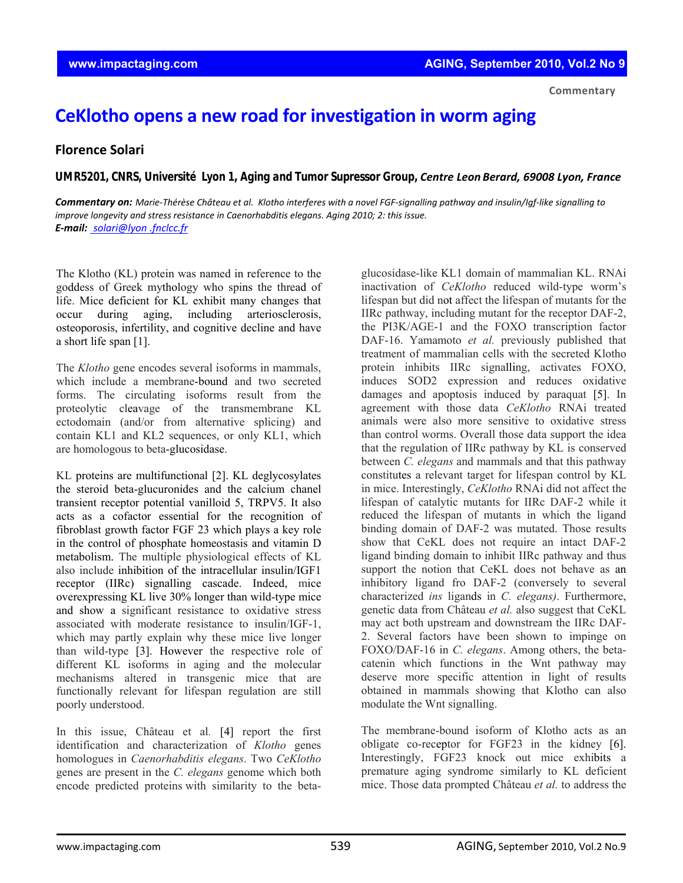Commentary

# CeKlotho opens a new road for investigation in worm aging

## Florence Solari

***UMR5201, CNRS, Université Lyon 1, Aging and Tumor Supressor Group,*** *Centre Leon Berard, 69008 Lyon, France*

***Commentary on:*** *Marie-Thérèse Château et al. Klotho interferes with a novel FGF-signalling pathway and insulin/Igf-like signalling to improve longevity and stress resistance in Caenorhabditis elegans. Aging 2010; 2: this issue.*
***E-mail:*** *solari@lyon .fnclcc.fr*

The Klotho (KL) protein was named in reference to the goddess of Greek mythology who spins the thread of life. Mice deficient for KL exhibit many changes that occur during aging, including arteriosclerosis, osteoporosis, infertility, and cognitive decline and have a short life span [1].

The *Klotho* gene encodes several isoforms in mammals, which include a membrane-bound and two secreted forms. The circulating isoforms result from the proteolytic cleavage of the transmembrane KL ectodomain (and/or from alternative splicing) and contain KL1 and KL2 sequences, or only KL1, which are homologous to beta-glucosidase.

KL proteins are multifunctional [2]. KL deglycosylates the steroid beta-glucuronides and the calcium chanel transient receptor potential vanilloid 5, TRPV5. It also acts as a cofactor essential for the recognition of fibroblast growth factor FGF 23 which plays a key role in the control of phosphate homeostasis and vitamin D metabolism. The multiple physiological effects of KL also include inhibition of the intracellular insulin/IGF1 receptor (IIRc) signalling cascade. Indeed, mice overexpressing KL live 30% longer than wild-type mice and show a significant resistance to oxidative stress associated with moderate resistance to insulin/IGF-1, which may partly explain why these mice live longer than wild-type [3]. However the respective role of different KL isoforms in aging and the molecular mechanisms altered in transgenic mice that are functionally relevant for lifespan regulation are still poorly understood.

In this issue, Château et al. [4] report the first identification and characterization of *Klotho* genes homologues in *Caenorhabditis elegans*. Two *CeKlotho* genes are present in the *C. elegans* genome which both encode predicted proteins with similarity to the beta-glucosidase-like KL1 domain of mammalian KL. RNAi inactivation of *CeKlotho* reduced wild-type worm's lifespan but did not affect the lifespan of mutants for the IIRc pathway, including mutant for the receptor DAF-2, the PI3K/AGE-1 and the FOXO transcription factor DAF-16. Yamamoto *et al.* previously published that treatment of mammalian cells with the secreted Klotho protein inhibits IIRc signalling, activates FOXO, induces SOD2 expression and reduces oxidative damages and apoptosis induced by paraquat [5]. In agreement with those data *CeKlotho* RNAi treated animals were also more sensitive to oxidative stress than control worms. Overall those data support the idea that the regulation of IIRc pathway by KL is conserved between *C. elegans* and mammals and that this pathway constitutes a relevant target for lifespan control by KL in mice. Interestingly, *CeKlotho* RNAi did not affect the lifespan of catalytic mutants for IIRc DAF-2 while it reduced the lifespan of mutants in which the ligand binding domain of DAF-2 was mutated. Those results show that CeKL does not require an intact DAF-2 ligand binding domain to inhibit IIRc pathway and thus support the notion that CeKL does not behave as an inhibitory ligand fro DAF-2 (conversely to several characterized *ins* ligands in *C. elegans).* Furthermore, genetic data from Château *et al.* also suggest that CeKL may act both upstream and downstream the IIRc DAF-2. Several factors have been shown to impinge on FOXO/DAF-16 in *C. elegans*. Among others, the beta-catenin which functions in the Wnt pathway may deserve more specific attention in light of results obtained in mammals showing that Klotho can also modulate the Wnt signalling.

The membrane-bound isoform of Klotho acts as an obligate co-receptor for FGF23 in the kidney [6]. Interestingly, FGF23 knock out mice exhibits a premature aging syndrome similarly to KL deficient mice. Those data prompted Château *et al.* to address the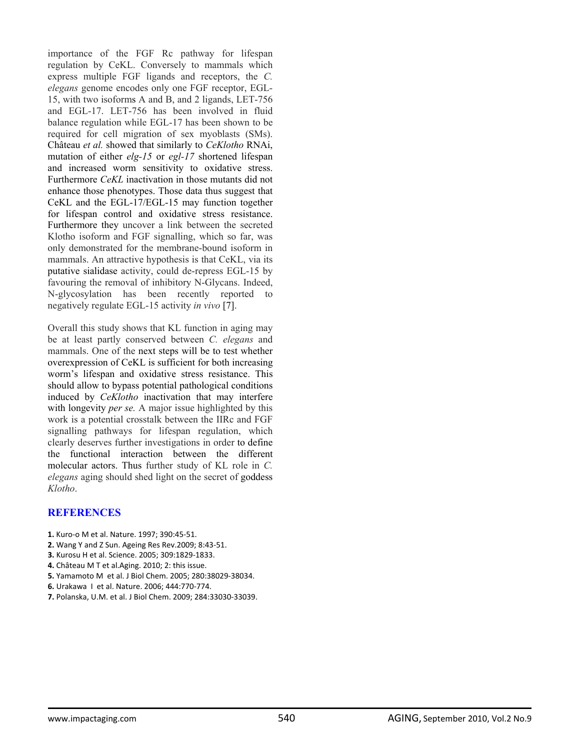importance of the FGF Rc pathway for lifespan regulation by CeKL. Conversely to mammals which express multiple FGF ligands and receptors, the *C. elegans* genome encodes only one FGF receptor, EGL-15, with two isoforms A and B, and 2 ligands, LET-756 and EGL-17. LET-756 has been involved in fluid balance regulation while EGL-17 has been shown to be required for cell migration of sex myoblasts (SMs). Château *et al.* showed that similarly to *CeKlotho* RNAi, mutation of either *elg-15* or *egl-17* shortened lifespan and increased worm sensitivity to oxidative stress. Furthermore *CeKL* inactivation in those mutants did not enhance those phenotypes. Those data thus suggest that CeKL and the EGL-17/EGL-15 may function together for lifespan control and oxidative stress resistance. Furthermore they uncover a link between the secreted Klotho isoform and FGF signalling, which so far, was only demonstrated for the membrane-bound isoform in mammals. An attractive hypothesis is that CeKL, via its putative sialidase activity, could de-repress EGL-15 by favouring the removal of inhibitory N-Glycans. Indeed, N-glycosylation has been recently reported to negatively regulate EGL-15 activity *in vivo* [7].

Overall this study shows that KL function in aging may be at least partly conserved between *C. elegans* and mammals. One of the next steps will be to test whether overexpression of CeKL is sufficient for both increasing worm's lifespan and oxidative stress resistance. This should allow to bypass potential pathological conditions induced by *CeKlotho* inactivation that may interfere with longevity *per se.* A major issue highlighted by this work is a potential crosstalk between the IIRc and FGF signalling pathways for lifespan regulation, which clearly deserves further investigations in order to define the functional interaction between the different molecular actors. Thus further study of KL role in *C. elegans* aging should shed light on the secret of goddess *Klotho*.

## REFERENCES

**1.** Kuro-o M et al. Nature. 1997; 390:45-51.

**2.** Wang Y and Z Sun. Ageing Res Rev.2009; 8:43-51.

**3.** Kurosu H et al. Science. 2005; 309:1829-1833.

**4.** Château M T et al.Aging. 2010; 2: this issue.

**5.** Yamamoto M et al. J Biol Chem. 2005; 280:38029-38034.

**6.** Urakawa I et al. Nature. 2006; 444:770-774.

**7.** Polanska, U.M. et al. J Biol Chem. 2009; 284:33030-33039.